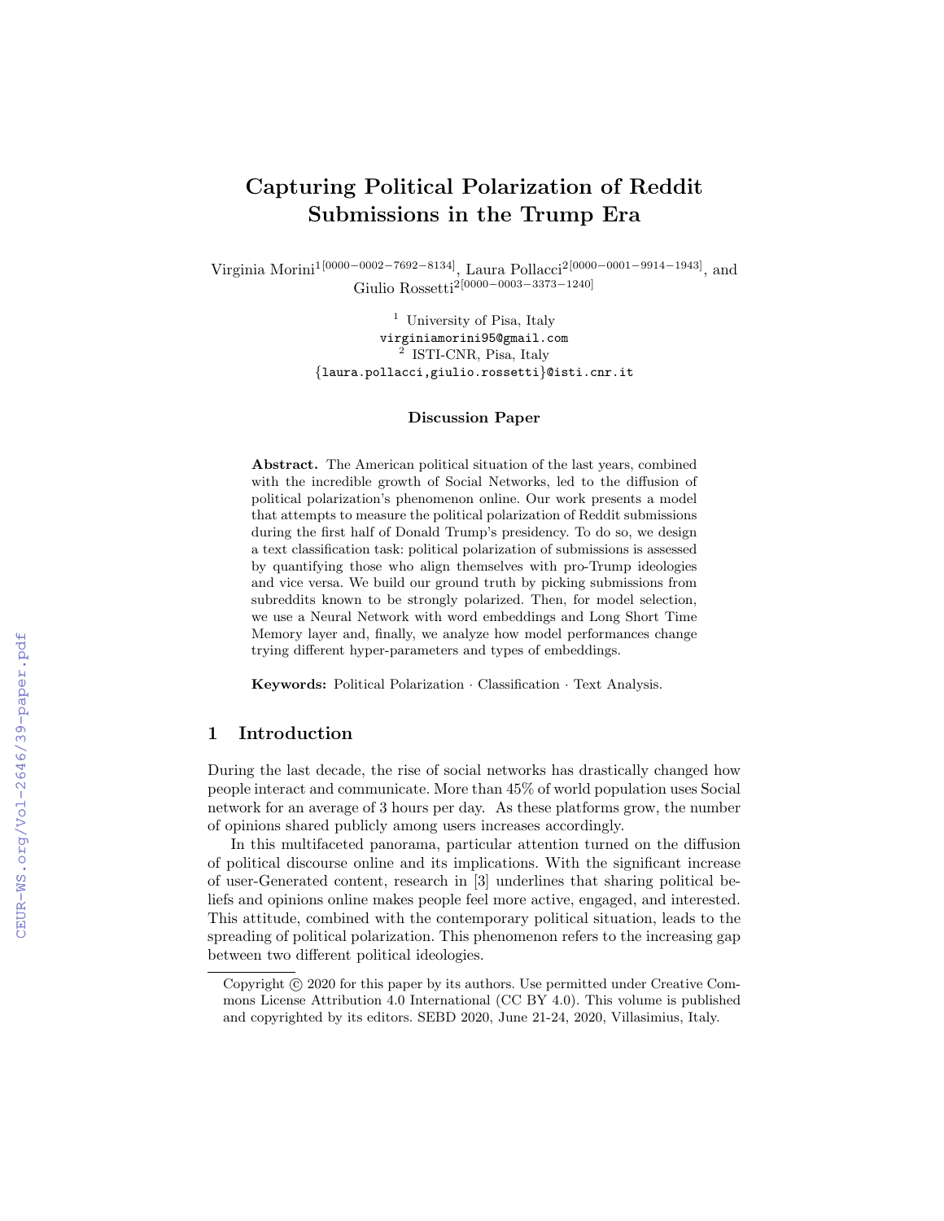# Capturing Political Polarization of Reddit Submissions in the Trump Era

Virginia Morini[1][0000−0002−7692−8134], Laura Pollacci[2][0000−0001−9914−1943], and Giulio Rossetti[2][0000−0003−3373−1240]

[1] University of Pisa, Italy
virginiamorini95@gmail.com
[2] ISTI-CNR, Pisa, Italy
{laura.pollacci,giulio.rossetti}@isti.cnr.it

**Discussion Paper**

**Abstract.** The American political situation of the last years, combined with the incredible growth of Social Networks, led to the diffusion of political polarization's phenomenon online. Our work presents a model that attempts to measure the political polarization of Reddit submissions during the first half of Donald Trump's presidency. To do so, we design a text classification task: political polarization of submissions is assessed by quantifying those who align themselves with pro-Trump ideologies and vice versa. We build our ground truth by picking submissions from subreddits known to be strongly polarized. Then, for model selection, we use a Neural Network with word embeddings and Long Short Time Memory layer and, finally, we analyze how model performances change trying different hyper-parameters and types of embeddings.

**Keywords:** Political Polarization · Classification · Text Analysis.

## 1 Introduction

During the last decade, the rise of social networks has drastically changed how people interact and communicate. More than 45% of world population uses Social network for an average of 3 hours per day. As these platforms grow, the number of opinions shared publicly among users increases accordingly.

In this multifaceted panorama, particular attention turned on the diffusion of political discourse online and its implications. With the significant increase of user-Generated content, research in [3] underlines that sharing political beliefs and opinions online makes people feel more active, engaged, and interested. This attitude, combined with the contemporary political situation, leads to the spreading of political polarization. This phenomenon refers to the increasing gap between two different political ideologies.

Copyright © 2020 for this paper by its authors. Use permitted under Creative Commons License Attribution 4.0 International (CC BY 4.0). This volume is published and copyrighted by its editors. SEBD 2020, June 21-24, 2020, Villasimius, Italy.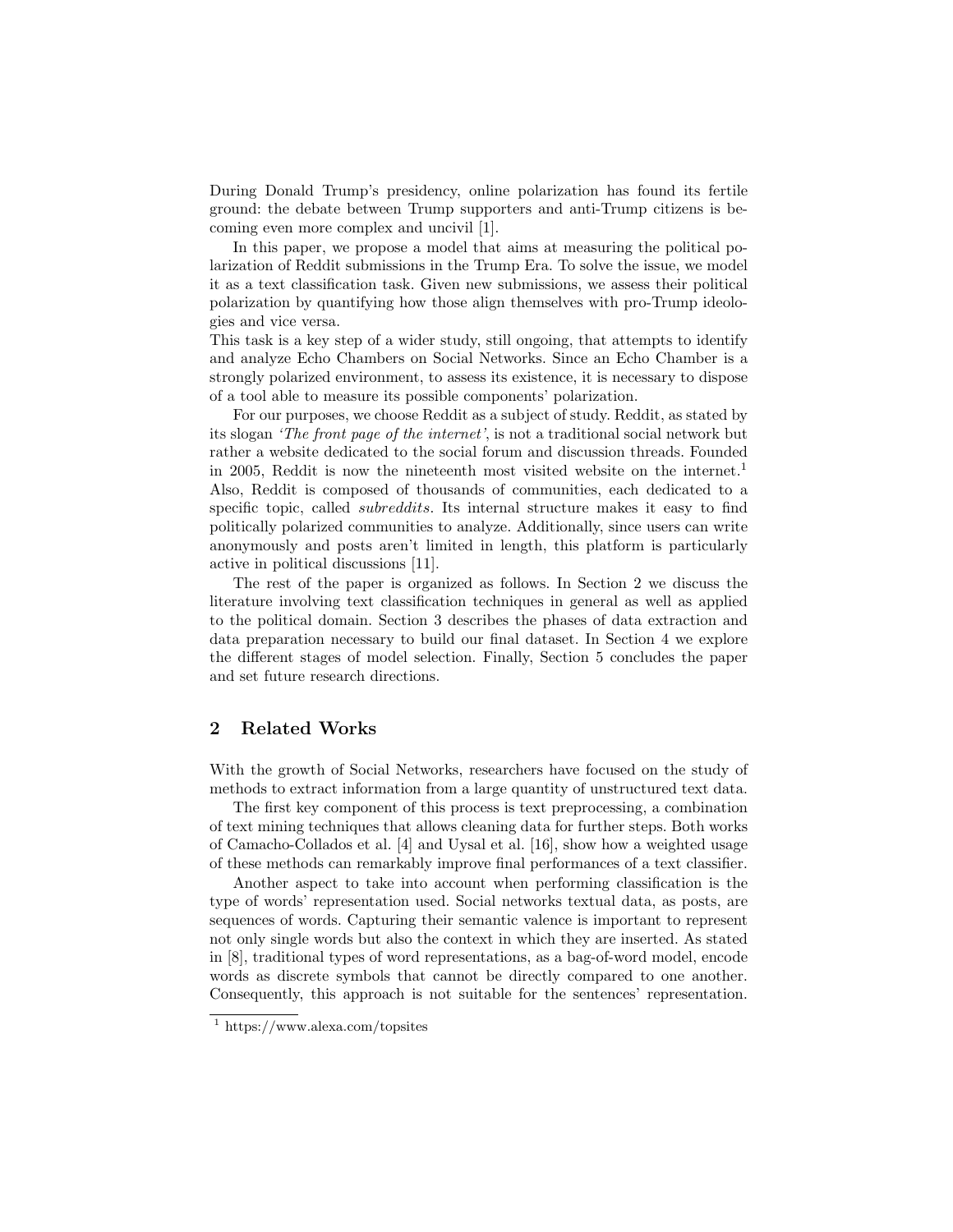During Donald Trump's presidency, online polarization has found its fertile ground: the debate between Trump supporters and anti-Trump citizens is becoming even more complex and uncivil [1].

In this paper, we propose a model that aims at measuring the political polarization of Reddit submissions in the Trump Era. To solve the issue, we model it as a text classification task. Given new submissions, we assess their political polarization by quantifying how those align themselves with pro-Trump ideologies and vice versa.
This task is a key step of a wider study, still ongoing, that attempts to identify and analyze Echo Chambers on Social Networks. Since an Echo Chamber is a strongly polarized environment, to assess its existence, it is necessary to dispose of a tool able to measure its possible components' polarization.

For our purposes, we choose Reddit as a subject of study. Reddit, as stated by its slogan *'The front page of the internet'*, is not a traditional social network but rather a website dedicated to the social forum and discussion threads. Founded in 2005, Reddit is now the nineteenth most visited website on the internet.[1] Also, Reddit is composed of thousands of communities, each dedicated to a specific topic, called *subreddits*. Its internal structure makes it easy to find politically polarized communities to analyze. Additionally, since users can write anonymously and posts aren't limited in length, this platform is particularly active in political discussions [11].

The rest of the paper is organized as follows. In Section 2 we discuss the literature involving text classification techniques in general as well as applied to the political domain. Section 3 describes the phases of data extraction and data preparation necessary to build our final dataset. In Section 4 we explore the different stages of model selection. Finally, Section 5 concludes the paper and set future research directions.

## 2 Related Works

With the growth of Social Networks, researchers have focused on the study of methods to extract information from a large quantity of unstructured text data.

The first key component of this process is text preprocessing, a combination of text mining techniques that allows cleaning data for further steps. Both works of Camacho-Collados et al. [4] and Uysal et al. [16], show how a weighted usage of these methods can remarkably improve final performances of a text classifier.

Another aspect to take into account when performing classification is the type of words' representation used. Social networks textual data, as posts, are sequences of words. Capturing their semantic valence is important to represent not only single words but also the context in which they are inserted. As stated in [8], traditional types of word representations, as a bag-of-word model, encode words as discrete symbols that cannot be directly compared to one another. Consequently, this approach is not suitable for the sentences' representation.

[1] https://www.alexa.com/topsites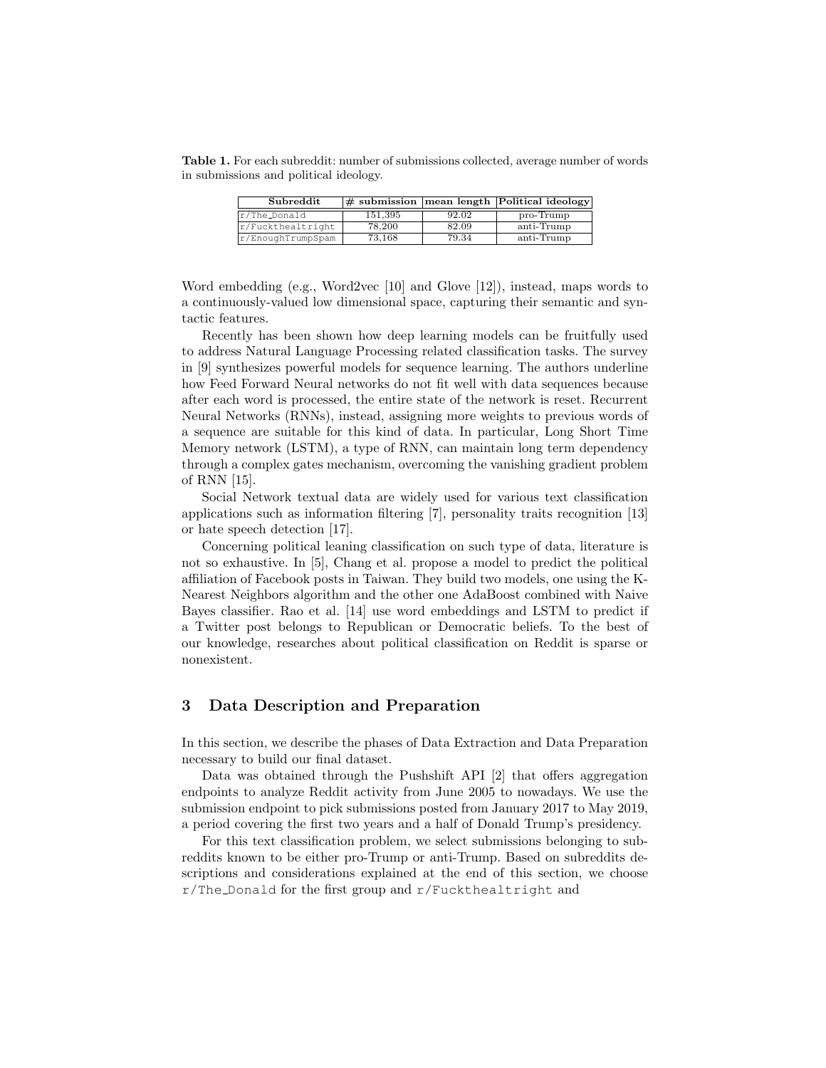**Table 1.** For each subreddit: number of submissions collected, average number of words in submissions and political ideology.

| Subreddit | # submission | mean length | Political ideology |
|---|---|---|---|
| r/The_Donald | 151,395 | 92.02 | pro-Trump |
| r/Fuckthealtright | 78,200 | 82.09 | anti-Trump |
| r/EnoughTrumpSpam | 73,168 | 79.34 | anti-Trump |

Word embedding (e.g., Word2vec [10] and Glove [12]), instead, maps words to a continuously-valued low dimensional space, capturing their semantic and syntactic features.

Recently has been shown how deep learning models can be fruitfully used to address Natural Language Processing related classification tasks. The survey in [9] synthesizes powerful models for sequence learning. The authors underline how Feed Forward Neural networks do not fit well with data sequences because after each word is processed, the entire state of the network is reset. Recurrent Neural Networks (RNNs), instead, assigning more weights to previous words of a sequence are suitable for this kind of data. In particular, Long Short Time Memory network (LSTM), a type of RNN, can maintain long term dependency through a complex gates mechanism, overcoming the vanishing gradient problem of RNN [15].

Social Network textual data are widely used for various text classification applications such as information filtering [7], personality traits recognition [13] or hate speech detection [17].

Concerning political leaning classification on such type of data, literature is not so exhaustive. In [5], Chang et al. propose a model to predict the political affiliation of Facebook posts in Taiwan. They build two models, one using the K-Nearest Neighbors algorithm and the other one AdaBoost combined with Naive Bayes classifier. Rao et al. [14] use word embeddings and LSTM to predict if a Twitter post belongs to Republican or Democratic beliefs. To the best of our knowledge, researches about political classification on Reddit is sparse or nonexistent.

## 3 Data Description and Preparation

In this section, we describe the phases of Data Extraction and Data Preparation necessary to build our final dataset.

Data was obtained through the Pushshift API [2] that offers aggregation endpoints to analyze Reddit activity from June 2005 to nowadays. We use the submission endpoint to pick submissions posted from January 2017 to May 2019, a period covering the first two years and a half of Donald Trump's presidency.

For this text classification problem, we select submissions belonging to subreddits known to be either pro-Trump or anti-Trump. Based on subreddits descriptions and considerations explained at the end of this section, we choose r/The_Donald for the first group and r/Fuckthealtright and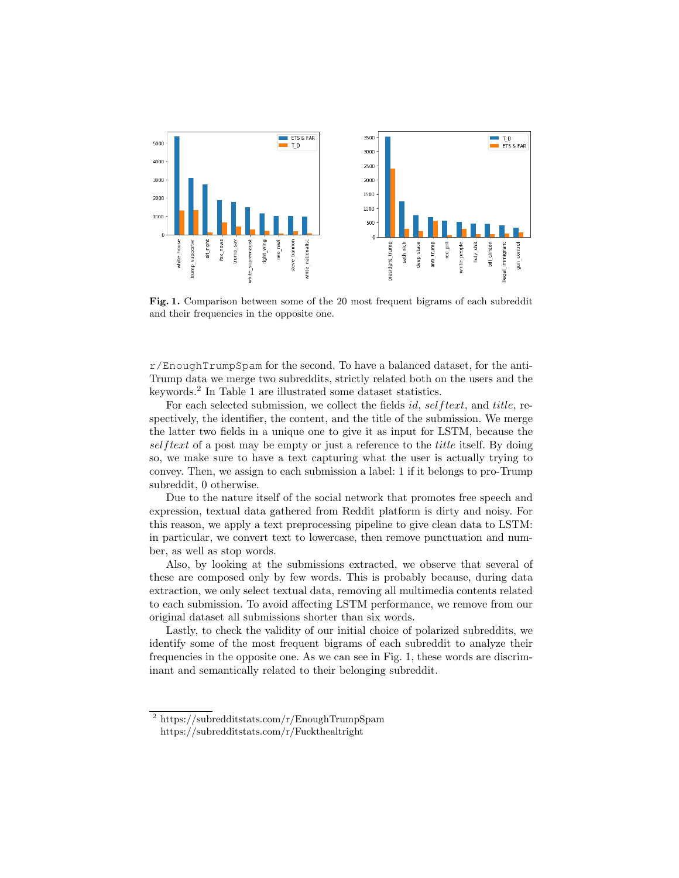Fig. 1. Comparison between some of the 20 most frequent bigrams of each subreddit and their frequencies in the opposite one.

r/EnoughTrumpSpam for the second. To have a balanced dataset, for the anti-Trump data we merge two subreddits, strictly related both on the users and the keywords.[2] In Table 1 are illustrated some dataset statistics.

For each selected submission, we collect the fields *id*, *selftext*, and *title*, respectively, the identifier, the content, and the title of the submission. We merge the latter two fields in a unique one to give it as input for LSTM, because the *selftext* of a post may be empty or just a reference to the *title* itself. By doing so, we make sure to have a text capturing what the user is actually trying to convey. Then, we assign to each submission a label: 1 if it belongs to pro-Trump subreddit, 0 otherwise.

Due to the nature itself of the social network that promotes free speech and expression, textual data gathered from Reddit platform is dirty and noisy. For this reason, we apply a text preprocessing pipeline to give clean data to LSTM: in particular, we convert text to lowercase, then remove punctuation and number, as well as stop words.

Also, by looking at the submissions extracted, we observe that several of these are composed only by few words. This is probably because, during data extraction, we only select textual data, removing all multimedia contents related to each submission. To avoid affecting LSTM performance, we remove from our original dataset all submissions shorter than six words.

Lastly, to check the validity of our initial choice of polarized subreddits, we identify some of the most frequent bigrams of each subreddit to analyze their frequencies in the opposite one. As we can see in Fig. 1, these words are discriminant and semantically related to their belonging subreddit.

[2] https://subredditstats.com/r/EnoughTrumpSpam
https://subredditstats.com/r/Fuckthealtright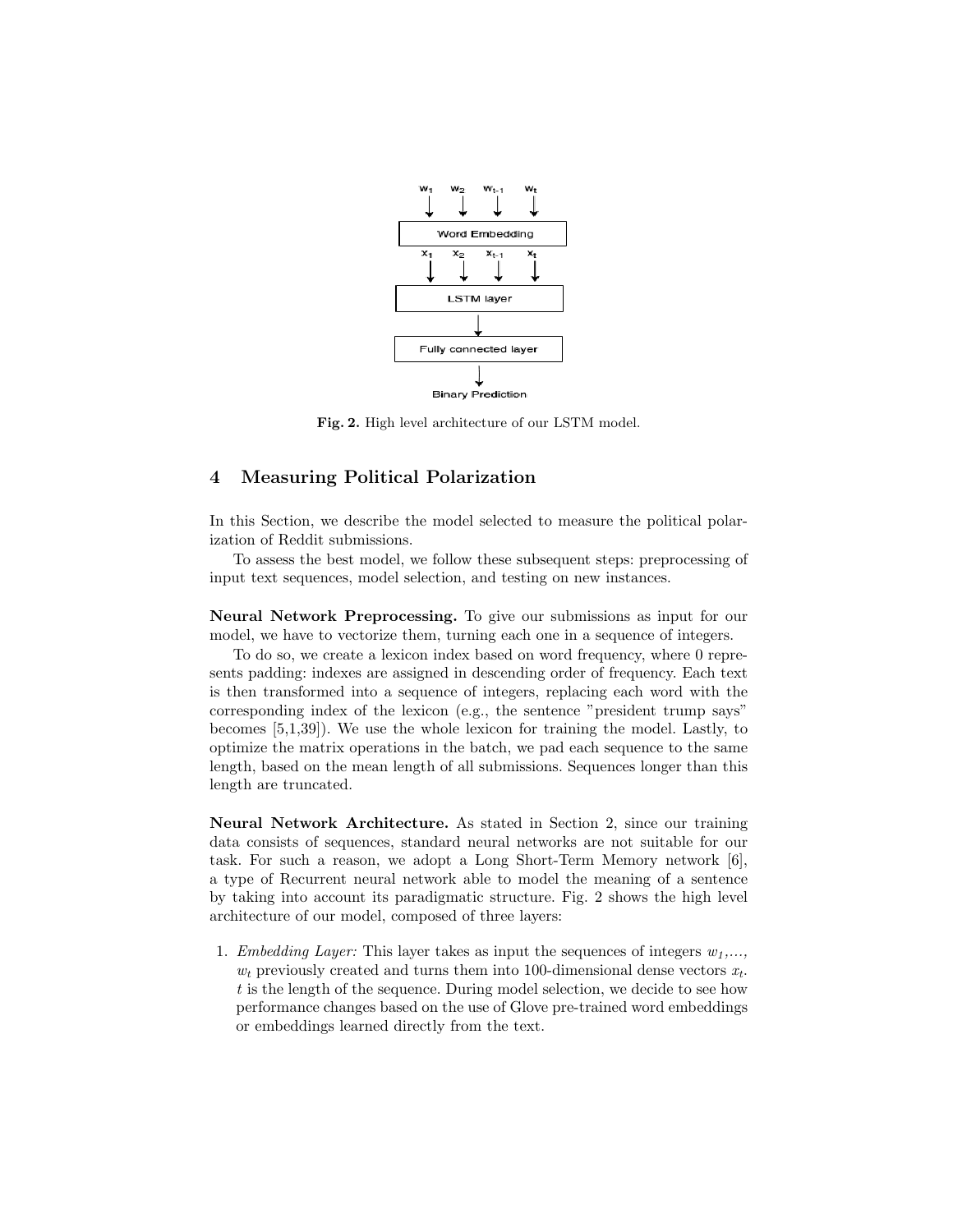**Fig. 2.** High level architecture of our LSTM model.

## 4 Measuring Political Polarization

In this Section, we describe the model selected to measure the political polarization of Reddit submissions.

To assess the best model, we follow these subsequent steps: preprocessing of input text sequences, model selection, and testing on new instances.

**Neural Network Preprocessing.** To give our submissions as input for our model, we have to vectorize them, turning each one in a sequence of integers.

To do so, we create a lexicon index based on word frequency, where 0 represents padding: indexes are assigned in descending order of frequency. Each text is then transformed into a sequence of integers, replacing each word with the corresponding index of the lexicon (e.g., the sentence "president trump says" becomes [5,1,39]). We use the whole lexicon for training the model. Lastly, to optimize the matrix operations in the batch, we pad each sequence to the same length, based on the mean length of all submissions. Sequences longer than this length are truncated.

**Neural Network Architecture.** As stated in Section 2, since our training data consists of sequences, standard neural networks are not suitable for our task. For such a reason, we adopt a Long Short-Term Memory network [6], a type of Recurrent neural network able to model the meaning of a sentence by taking into account its paradigmatic structure. Fig. 2 shows the high level architecture of our model, composed of three layers:

1. *Embedding Layer:* This layer takes as input the sequences of integers $w_1,...,$ $w_t$ previously created and turns them into 100-dimensional dense vectors $x_t$. $t$ is the length of the sequence. During model selection, we decide to see how performance changes based on the use of Glove pre-trained word embeddings or embeddings learned directly from the text.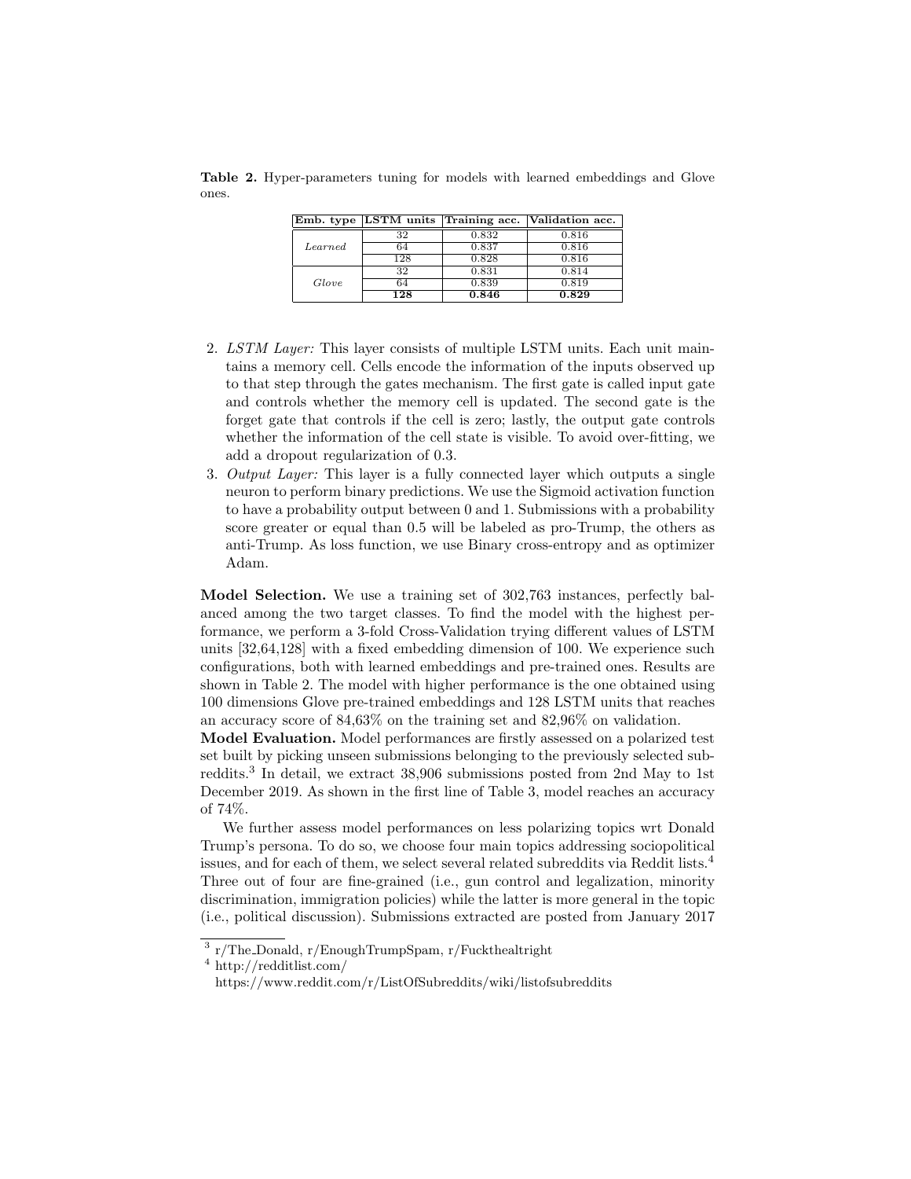**Table 2.** Hyper-parameters tuning for models with learned embeddings and Glove ones.

| Emb. type | LSTM units | Training acc. | Validation acc. |
|---|---|---|---|
| *Learned* | 32 | 0.832 | 0.816 |
| | 64 | 0.837 | 0.816 |
| | 128 | 0.828 | 0.816 |
| *Glove* | 32 | 0.831 | 0.814 |
| | 64 | 0.839 | 0.819 |
| | **128** | **0.846** | **0.829** |

2. *LSTM Layer:* This layer consists of multiple LSTM units. Each unit maintains a memory cell. Cells encode the information of the inputs observed up to that step through the gates mechanism. The first gate is called input gate and controls whether the memory cell is updated. The second gate is the forget gate that controls if the cell is zero; lastly, the output gate controls whether the information of the cell state is visible. To avoid over-fitting, we add a dropout regularization of 0.3.
3. *Output Layer:* This layer is a fully connected layer which outputs a single neuron to perform binary predictions. We use the Sigmoid activation function to have a probability output between 0 and 1. Submissions with a probability score greater or equal than 0.5 will be labeled as pro-Trump, the others as anti-Trump. As loss function, we use Binary cross-entropy and as optimizer Adam.

**Model Selection.** We use a training set of 302,763 instances, perfectly balanced among the two target classes. To find the model with the highest performance, we perform a 3-fold Cross-Validation trying different values of LSTM units [32,64,128] with a fixed embedding dimension of 100. We experience such configurations, both with learned embeddings and pre-trained ones. Results are shown in Table 2. The model with higher performance is the one obtained using 100 dimensions Glove pre-trained embeddings and 128 LSTM units that reaches an accuracy score of 84,63% on the training set and 82,96% on validation.

**Model Evaluation.** Model performances are firstly assessed on a polarized test set built by picking unseen submissions belonging to the previously selected subreddits.[3] In detail, we extract 38,906 submissions posted from 2nd May to 1st December 2019. As shown in the first line of Table 3, model reaches an accuracy of 74%.

We further assess model performances on less polarizing topics wrt Donald Trump's persona. To do so, we choose four main topics addressing sociopolitical issues, and for each of them, we select several related subreddits via Reddit lists.[4] Three out of four are fine-grained (i.e., gun control and legalization, minority discrimination, immigration policies) while the latter is more general in the topic (i.e., political discussion). Submissions extracted are posted from January 2017

[3] r/The_Donald, r/EnoughTrumpSpam, r/Fuckthealtright

[4] http://redditlist.com/ https://www.reddit.com/r/ListOfSubreddits/wiki/listofsubreddits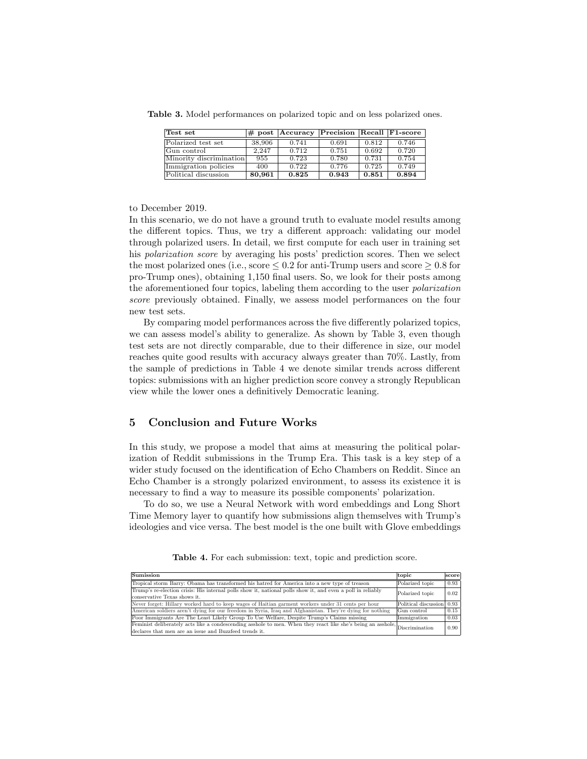**Table 3.** Model performances on polarized topic and on less polarized ones.

| Test set | # post | Accuracy | Precision | Recall | F1-score |
|---|---|---|---|---|---|
| Polarized test set | 38,906 | 0.741 | 0.691 | 0.812 | 0.746 |
| Gun control | 2,247 | 0.712 | 0.751 | 0.692 | 0.720 |
| Minority discrimination | 955 | 0.723 | 0.780 | 0.731 | 0.754 |
| Immigration policies | 400 | 0.722 | 0.776 | 0.725 | 0.749 |
| Political discussion | **80,961** | **0.825** | **0.943** | **0.851** | **0.894** |

to December 2019.

In this scenario, we do not have a ground truth to evaluate model results among the different topics. Thus, we try a different approach: validating our model through polarized users. In detail, we first compute for each user in training set his *polarization score* by averaging his posts' prediction scores. Then we select the most polarized ones (i.e., score $\leq 0.2$ for anti-Trump users and score $\geq 0.8$ for pro-Trump ones), obtaining 1,150 final users. So, we look for their posts among the aforementioned four topics, labeling them according to the user *polarization score* previously obtained. Finally, we assess model performances on the four new test sets.

By comparing model performances across the five differently polarized topics, we can assess model's ability to generalize. As shown by Table 3, even though test sets are not directly comparable, due to their difference in size, our model reaches quite good results with accuracy always greater than 70%. Lastly, from the sample of predictions in Table 4 we denote similar trends across different topics: submissions with an higher prediction score convey a strongly Republican view while the lower ones a definitively Democratic leaning.

## 5 Conclusion and Future Works

In this study, we propose a model that aims at measuring the political polarization of Reddit submissions in the Trump Era. This task is a key step of a wider study focused on the identification of Echo Chambers on Reddit. Since an Echo Chamber is a strongly polarized environment, to assess its existence it is necessary to find a way to measure its possible components' polarization.

To do so, we use a Neural Network with word embeddings and Long Short Time Memory layer to quantify how submissions align themselves with Trump's ideologies and vice versa. The best model is the one built with Glove embeddings

**Table 4.** For each submission: text, topic and prediction score.

| Sumission | topic | score |
|---|---|---|
| Tropical storm Barry: Obama has transformed his hatred for America into a new type of treason | Polarized topic | 0.93 |
| Trump's re-election crisis: His internal polls show it, national polls show it, and even a poll in reliably conservative Texas shows it. | Polarized topic | 0.02 |
| Never forget: Hillary worked hard to keep wages of Haitian garment workers under 31 cents per hour | Political discussion | 0.93 |
| American soldiers aren't dying for our freedom in Syria, Iraq and Afghanistan. They're dying for nothing | Gun control | 0.15 |
| Poor Immigrants Are The Least Likely Group To Use Welfare, Despite Trump's Claims missing | Immigration | 0.03 |
| Feminist deliberately acts like a condescending asshole to men. When they react like she's being an asshole, declares that men are an issue and Buzzfeed trends it. | Discrimination | 0.90 |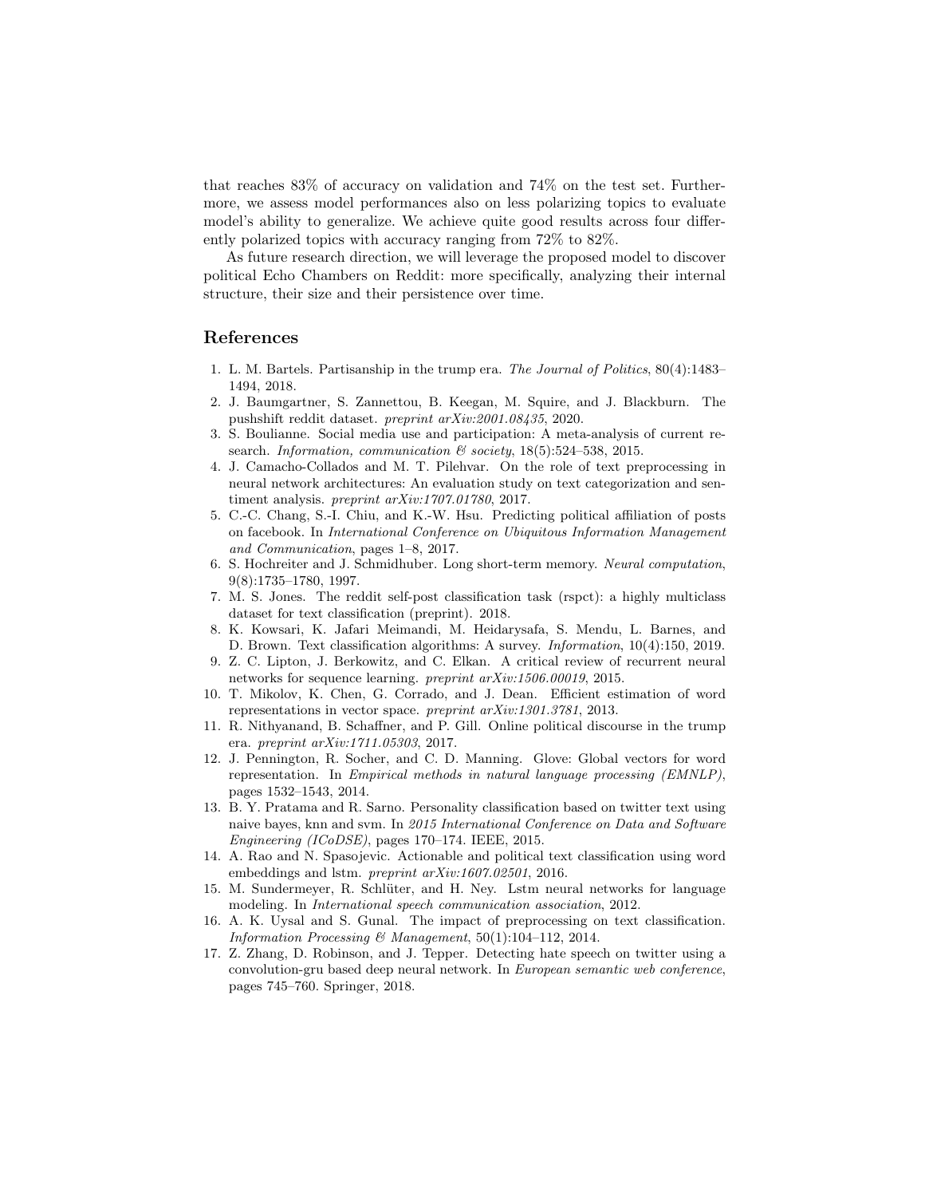that reaches 83% of accuracy on validation and 74% on the test set. Furthermore, we assess model performances also on less polarizing topics to evaluate model's ability to generalize. We achieve quite good results across four differently polarized topics with accuracy ranging from 72% to 82%.

As future research direction, we will leverage the proposed model to discover political Echo Chambers on Reddit: more specifically, analyzing their internal structure, their size and their persistence over time.

## References

1. L. M. Bartels. Partisanship in the trump era. *The Journal of Politics*, 80(4):1483–1494, 2018.
2. J. Baumgartner, S. Zannettou, B. Keegan, M. Squire, and J. Blackburn. The pushshift reddit dataset. *preprint arXiv:2001.08435*, 2020.
3. S. Boulianne. Social media use and participation: A meta-analysis of current research. *Information, communication & society*, 18(5):524–538, 2015.
4. J. Camacho-Collados and M. T. Pilehvar. On the role of text preprocessing in neural network architectures: An evaluation study on text categorization and sentiment analysis. *preprint arXiv:1707.01780*, 2017.
5. C.-C. Chang, S.-I. Chiu, and K.-W. Hsu. Predicting political affiliation of posts on facebook. In *International Conference on Ubiquitous Information Management and Communication*, pages 1–8, 2017.
6. S. Hochreiter and J. Schmidhuber. Long short-term memory. *Neural computation*, 9(8):1735–1780, 1997.
7. M. S. Jones. The reddit self-post classification task (rspct): a highly multiclass dataset for text classification (preprint). 2018.
8. K. Kowsari, K. Jafari Meimandi, M. Heidarysafa, S. Mendu, L. Barnes, and D. Brown. Text classification algorithms: A survey. *Information*, 10(4):150, 2019.
9. Z. C. Lipton, J. Berkowitz, and C. Elkan. A critical review of recurrent neural networks for sequence learning. *preprint arXiv:1506.00019*, 2015.
10. T. Mikolov, K. Chen, G. Corrado, and J. Dean. Efficient estimation of word representations in vector space. *preprint arXiv:1301.3781*, 2013.
11. R. Nithyanand, B. Schaffner, and P. Gill. Online political discourse in the trump era. *preprint arXiv:1711.05303*, 2017.
12. J. Pennington, R. Socher, and C. D. Manning. Glove: Global vectors for word representation. In *Empirical methods in natural language processing (EMNLP)*, pages 1532–1543, 2014.
13. B. Y. Pratama and R. Sarno. Personality classification based on twitter text using naive bayes, knn and svm. In *2015 International Conference on Data and Software Engineering (ICoDSE)*, pages 170–174. IEEE, 2015.
14. A. Rao and N. Spasojevic. Actionable and political text classification using word embeddings and lstm. *preprint arXiv:1607.02501*, 2016.
15. M. Sundermeyer, R. Schlüter, and H. Ney. Lstm neural networks for language modeling. In *International speech communication association*, 2012.
16. A. K. Uysal and S. Gunal. The impact of preprocessing on text classification. *Information Processing & Management*, 50(1):104–112, 2014.
17. Z. Zhang, D. Robinson, and J. Tepper. Detecting hate speech on twitter using a convolution-gru based deep neural network. In *European semantic web conference*, pages 745–760. Springer, 2018.